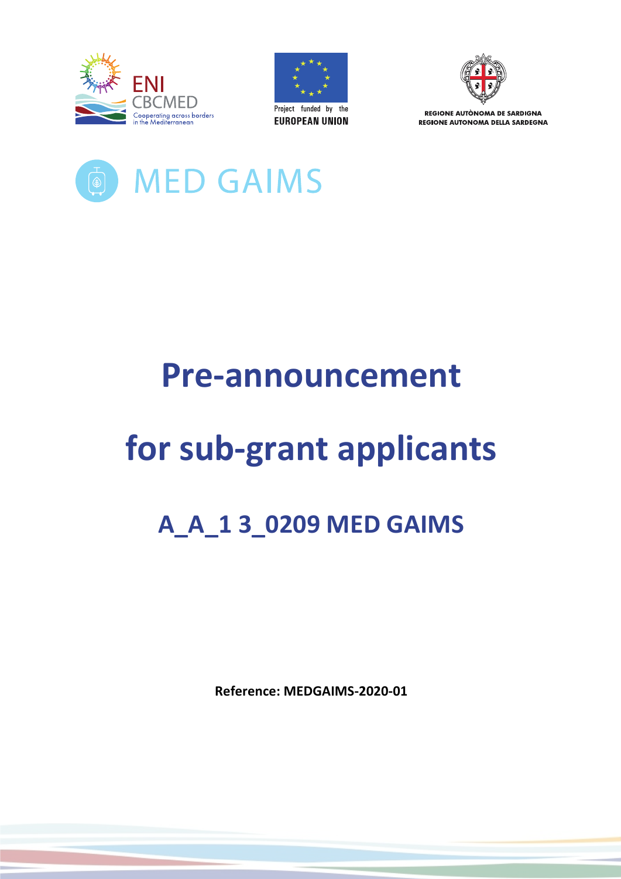ENI CBCMED

Cooperating across borders in the Mediterranean

Project funded by the EUROPEAN UNION

REGIONE AUTÒNOMA DE SARDIGNA
REGIONE AUTONOMA DELLA SARDEGNA

MED GAIMS

# Pre-announcement

# for sub-grant applicants

## A_A_1 3_0209 MED GAIMS

**Reference: MEDGAIMS-2020-01**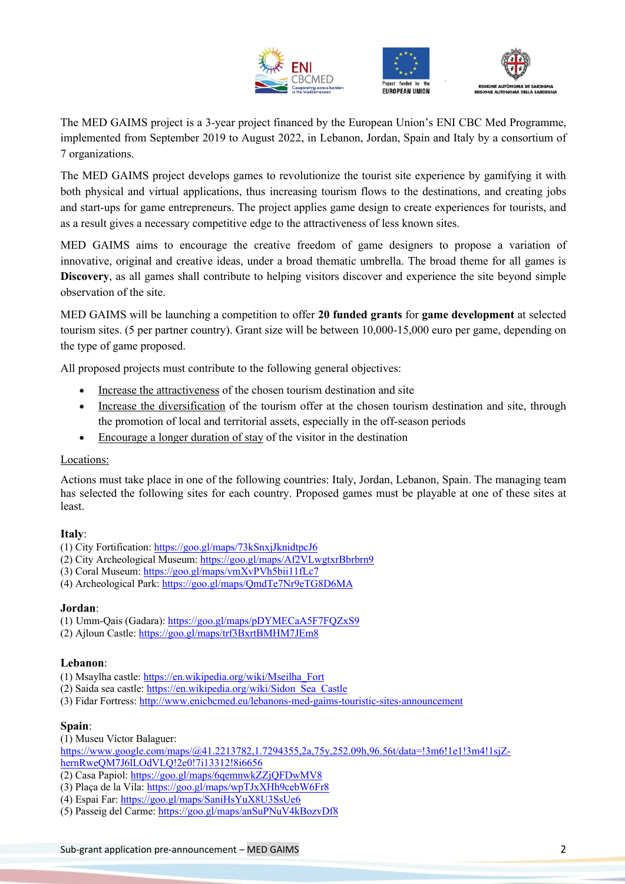The MED GAIMS project is a 3-year project financed by the European Union's ENI CBC Med Programme, implemented from September 2019 to August 2022, in Lebanon, Jordan, Spain and Italy by a consortium of 7 organizations.

The MED GAIMS project develops games to revolutionize the tourist site experience by gamifying it with both physical and virtual applications, thus increasing tourism flows to the destinations, and creating jobs and start-ups for game entrepreneurs. The project applies game design to create experiences for tourists, and as a result gives a necessary competitive edge to the attractiveness of less known sites.

MED GAIMS aims to encourage the creative freedom of game designers to propose a variation of innovative, original and creative ideas, under a broad thematic umbrella. The broad theme for all games is **Discovery**, as all games shall contribute to helping visitors discover and experience the site beyond simple observation of the site.

MED GAIMS will be launching a competition to offer **20 funded grants** for **game development** at selected tourism sites. (5 per partner country). Grant size will be between 10,000-15,000 euro per game, depending on the type of game proposed.

All proposed projects must contribute to the following general objectives:

- Increase the attractiveness of the chosen tourism destination and site
- Increase the diversification of the tourism offer at the chosen tourism destination and site, through the promotion of local and territorial assets, especially in the off-season periods
- Encourage a longer duration of stay of the visitor in the destination

Locations:

Actions must take place in one of the following countries: Italy, Jordan, Lebanon, Spain. The managing team has selected the following sites for each country. Proposed games must be playable at one of these sites at least.

**Italy**:
(1) City Fortification: https://goo.gl/maps/73kSnxjJknidtpcJ6
(2) City Archeological Museum: https://goo.gl/maps/Af2VLwgtxrBbrbrn9
(3) Coral Museum: https://goo.gl/maps/vmXvPVh5bii11fLc7
(4) Archeological Park: https://goo.gl/maps/QmdTe7Nr9eTG8D6MA

**Jordan**:
(1) Umm-Qais (Gadara): https://goo.gl/maps/pDYMECaA5F7FQZxS9
(2) Ajloun Castle: https://goo.gl/maps/trf3BxrtBMHM7JEm8

**Lebanon**:
(1) Msaylha castle: https://en.wikipedia.org/wiki/Mseilha_Fort
(2) Saida sea castle: https://en.wikipedia.org/wiki/Sidon_Sea_Castle
(3) Fidar Fortress: http://www.enicbcmed.eu/lebanons-med-gaims-touristic-sites-announcement

**Spain**:
(1) Museu Víctor Balaguer:
https://www.google.com/maps/@41.2213782,1.7294355,2a,75y,252.09h,96.56t/data=!3m6!1e1!3m4!1sjZ-hernRweQM7J6lLOdVLQ!2e0!7i13312!8i6656
(2) Casa Papiol: https://goo.gl/maps/6qemnwkZZjQFDwMV8
(3) Plaça de la Vila: https://goo.gl/maps/wpTJxXHh9cebW6Fr8
(4) Espai Far: https://goo.gl/maps/SaniHsYuX8U3SsUe6
(5) Passeig del Carme: https://goo.gl/maps/anSuPNuV4kBozvDf8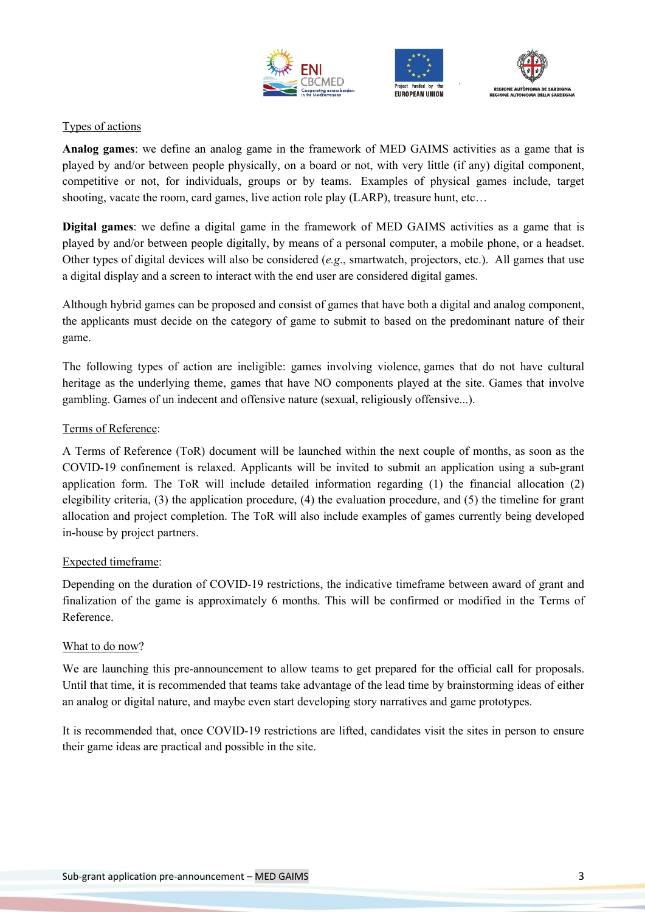Types of actions

**Analog games**: we define an analog game in the framework of MED GAIMS activities as a game that is played by and/or between people physically, on a board or not, with very little (if any) digital component, competitive or not, for individuals, groups or by teams. Examples of physical games include, target shooting, vacate the room, card games, live action role play (LARP), treasure hunt, etc…

**Digital games**: we define a digital game in the framework of MED GAIMS activities as a game that is played by and/or between people digitally, by means of a personal computer, a mobile phone, or a headset. Other types of digital devices will also be considered (*e.g*., smartwatch, projectors, etc.). All games that use a digital display and a screen to interact with the end user are considered digital games.

Although hybrid games can be proposed and consist of games that have both a digital and analog component, the applicants must decide on the category of game to submit to based on the predominant nature of their game.

The following types of action are ineligible: games involving violence, games that do not have cultural heritage as the underlying theme, games that have NO components played at the site. Games that involve gambling. Games of un indecent and offensive nature (sexual, religiously offensive...).

Terms of Reference:

A Terms of Reference (ToR) document will be launched within the next couple of months, as soon as the COVID-19 confinement is relaxed. Applicants will be invited to submit an application using a sub-grant application form. The ToR will include detailed information regarding (1) the financial allocation (2) elegibility criteria, (3) the application procedure, (4) the evaluation procedure, and (5) the timeline for grant allocation and project completion. The ToR will also include examples of games currently being developed in-house by project partners.

Expected timeframe:

Depending on the duration of COVID-19 restrictions, the indicative timeframe between award of grant and finalization of the game is approximately 6 months. This will be confirmed or modified in the Terms of Reference.

What to do now?

We are launching this pre-announcement to allow teams to get prepared for the official call for proposals. Until that time, it is recommended that teams take advantage of the lead time by brainstorming ideas of either an analog or digital nature, and maybe even start developing story narratives and game prototypes.

It is recommended that, once COVID-19 restrictions are lifted, candidates visit the sites in person to ensure their game ideas are practical and possible in the site.